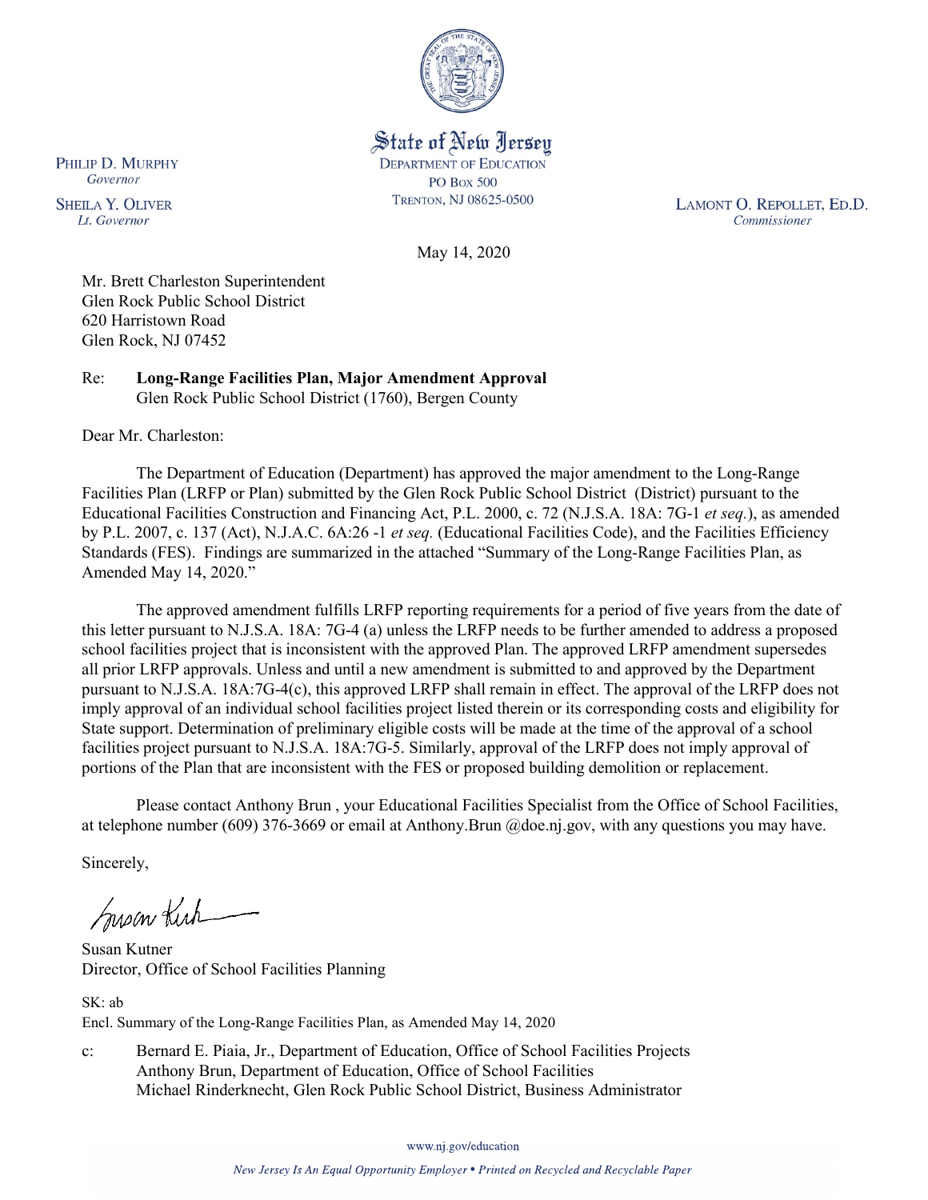State of New Jersey
DEPARTMENT OF EDUCATION
PO BOX 500
TRENTON, NJ 08625-0500

PHILIP D. MURPHY
*Governor*

SHEILA Y. OLIVER
*Lt. Governor*

LAMONT O. REPOLLET, ED.D.
*Commissioner*

May 14, 2020

Mr. Brett Charleston Superintendent
Glen Rock Public School District
620 Harristown Road
Glen Rock, NJ 07452

Re: **Long-Range Facilities Plan, Major Amendment Approval**
Glen Rock Public School District (1760), Bergen County

Dear Mr. Charleston:

The Department of Education (Department) has approved the major amendment to the Long-Range Facilities Plan (LRFP or Plan) submitted by the Glen Rock Public School District (District) pursuant to the Educational Facilities Construction and Financing Act, P.L. 2000, c. 72 (N.J.S.A. 18A: 7G-1 *et seq.*), as amended by P.L. 2007, c. 137 (Act), N.J.A.C. 6A:26 -1 *et seq.* (Educational Facilities Code), and the Facilities Efficiency Standards (FES). Findings are summarized in the attached "Summary of the Long-Range Facilities Plan, as Amended May 14, 2020."

The approved amendment fulfills LRFP reporting requirements for a period of five years from the date of this letter pursuant to N.J.S.A. 18A: 7G-4 (a) unless the LRFP needs to be further amended to address a proposed school facilities project that is inconsistent with the approved Plan. The approved LRFP amendment supersedes all prior LRFP approvals. Unless and until a new amendment is submitted to and approved by the Department pursuant to N.J.S.A. 18A:7G-4(c), this approved LRFP shall remain in effect. The approval of the LRFP does not imply approval of an individual school facilities project listed therein or its corresponding costs and eligibility for State support. Determination of preliminary eligible costs will be made at the time of the approval of a school facilities project pursuant to N.J.S.A. 18A:7G-5. Similarly, approval of the LRFP does not imply approval of portions of the Plan that are inconsistent with the FES or proposed building demolition or replacement.

Please contact Anthony Brun , your Educational Facilities Specialist from the Office of School Facilities, at telephone number (609) 376-3669 or email at Anthony.Brun @doe.nj.gov, with any questions you may have.

Sincerely,

Susan Kutner
Director, Office of School Facilities Planning

SK: ab
Encl. Summary of the Long-Range Facilities Plan, as Amended May 14, 2020

c: Bernard E. Piaia, Jr., Department of Education, Office of School Facilities Projects
Anthony Brun, Department of Education, Office of School Facilities
Michael Rinderknecht, Glen Rock Public School District, Business Administrator

www.nj.gov/education

*New Jersey Is An Equal Opportunity Employer • Printed on Recycled and Recyclable Paper*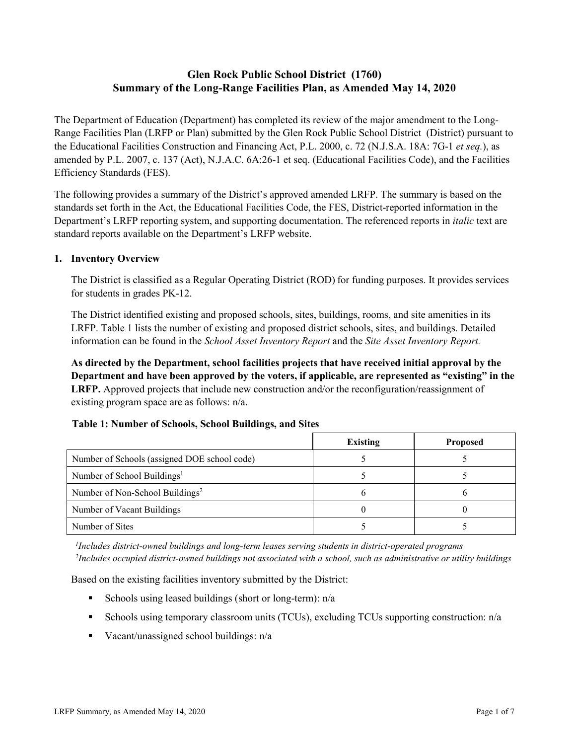# Glen Rock Public School District (1760)
# Summary of the Long-Range Facilities Plan, as Amended May 14, 2020

The Department of Education (Department) has completed its review of the major amendment to the Long-Range Facilities Plan (LRFP or Plan) submitted by the Glen Rock Public School District (District) pursuant to the Educational Facilities Construction and Financing Act, P.L. 2000, c. 72 (N.J.S.A. 18A: 7G-1 *et seq.*), as amended by P.L. 2007, c. 137 (Act), N.J.A.C. 6A:26-1 et seq. (Educational Facilities Code), and the Facilities Efficiency Standards (FES).

The following provides a summary of the District's approved amended LRFP. The summary is based on the standards set forth in the Act, the Educational Facilities Code, the FES, District-reported information in the Department's LRFP reporting system, and supporting documentation. The referenced reports in *italic* text are standard reports available on the Department's LRFP website.

## 1. Inventory Overview

The District is classified as a Regular Operating District (ROD) for funding purposes. It provides services for students in grades PK-12.

The District identified existing and proposed schools, sites, buildings, rooms, and site amenities in its LRFP. Table 1 lists the number of existing and proposed district schools, sites, and buildings. Detailed information can be found in the *School Asset Inventory Report* and the *Site Asset Inventory Report.*

**As directed by the Department, school facilities projects that have received initial approval by the Department and have been approved by the voters, if applicable, are represented as "existing" in the LRFP.** Approved projects that include new construction and/or the reconfiguration/reassignment of existing program space are as follows: n/a.

**Table 1: Number of Schools, School Buildings, and Sites**

| | Existing | Proposed |
|---|---|---|
| Number of Schools (assigned DOE school code) | 5 | 5 |
| Number of School Buildings[1] | 5 | 5 |
| Number of Non-School Buildings[2] | 6 | 6 |
| Number of Vacant Buildings | 0 | 0 |
| Number of Sites | 5 | 5 |

*[1]Includes district-owned buildings and long-term leases serving students in district-operated programs*
*[2]Includes occupied district-owned buildings not associated with a school, such as administrative or utility buildings*

Based on the existing facilities inventory submitted by the District:

- Schools using leased buildings (short or long-term): n/a
- Schools using temporary classroom units (TCUs), excluding TCUs supporting construction: n/a
- Vacant/unassigned school buildings: n/a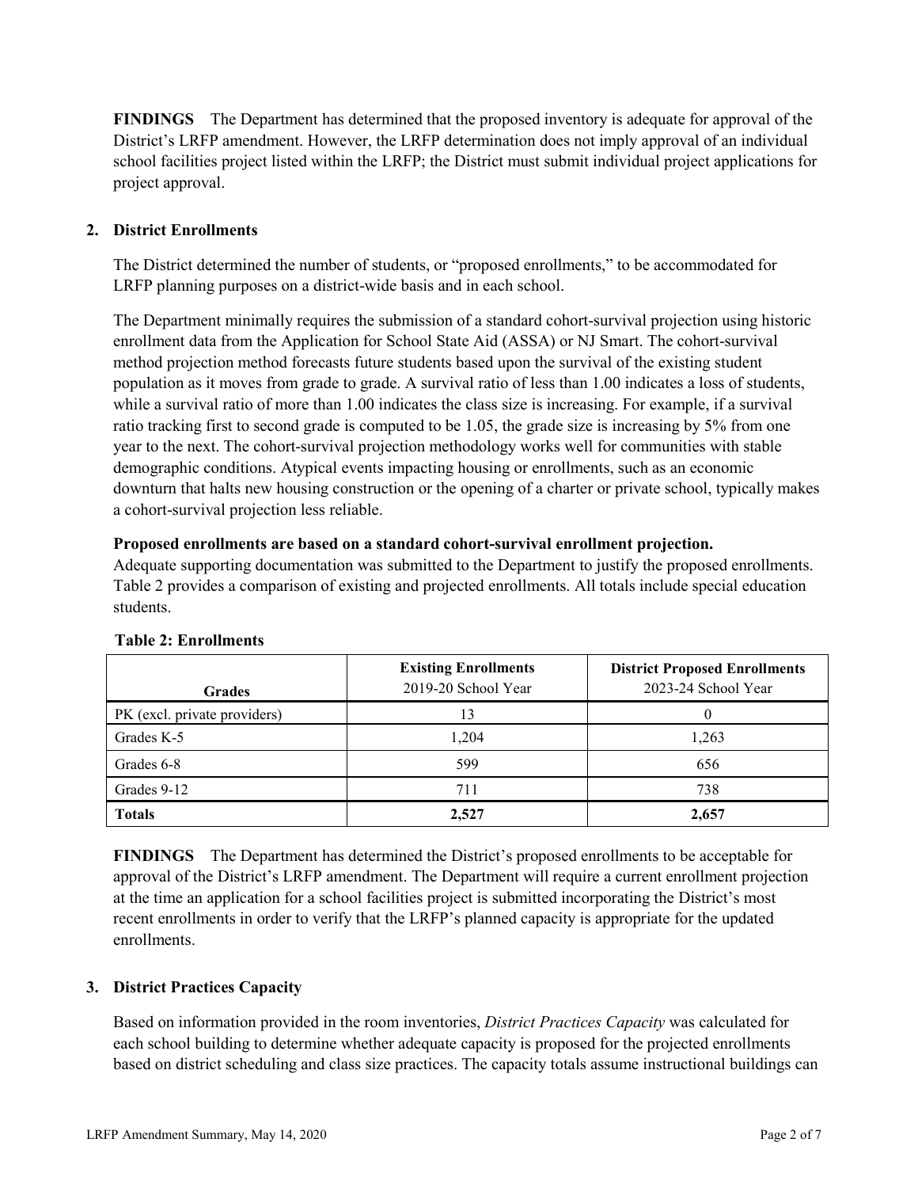**FINDINGS** The Department has determined that the proposed inventory is adequate for approval of the District's LRFP amendment. However, the LRFP determination does not imply approval of an individual school facilities project listed within the LRFP; the District must submit individual project applications for project approval.

## 2. District Enrollments

The District determined the number of students, or "proposed enrollments," to be accommodated for LRFP planning purposes on a district-wide basis and in each school.

The Department minimally requires the submission of a standard cohort-survival projection using historic enrollment data from the Application for School State Aid (ASSA) or NJ Smart. The cohort-survival method projection method forecasts future students based upon the survival of the existing student population as it moves from grade to grade. A survival ratio of less than 1.00 indicates a loss of students, while a survival ratio of more than 1.00 indicates the class size is increasing. For example, if a survival ratio tracking first to second grade is computed to be 1.05, the grade size is increasing by 5% from one year to the next. The cohort-survival projection methodology works well for communities with stable demographic conditions. Atypical events impacting housing or enrollments, such as an economic downturn that halts new housing construction or the opening of a charter or private school, typically makes a cohort-survival projection less reliable.

**Proposed enrollments are based on a standard cohort-survival enrollment projection.**
Adequate supporting documentation was submitted to the Department to justify the proposed enrollments. Table 2 provides a comparison of existing and projected enrollments. All totals include special education students.

**Table 2: Enrollments**

| Grades | Existing Enrollments 2019-20 School Year | District Proposed Enrollments 2023-24 School Year |
|---|---|---|
| PK (excl. private providers) | 13 | 0 |
| Grades K-5 | 1,204 | 1,263 |
| Grades 6-8 | 599 | 656 |
| Grades 9-12 | 711 | 738 |
| **Totals** | **2,527** | **2,657** |

**FINDINGS** The Department has determined the District's proposed enrollments to be acceptable for approval of the District's LRFP amendment. The Department will require a current enrollment projection at the time an application for a school facilities project is submitted incorporating the District's most recent enrollments in order to verify that the LRFP's planned capacity is appropriate for the updated enrollments.

## 3. District Practices Capacity

Based on information provided in the room inventories, *District Practices Capacity* was calculated for each school building to determine whether adequate capacity is proposed for the projected enrollments based on district scheduling and class size practices. The capacity totals assume instructional buildings can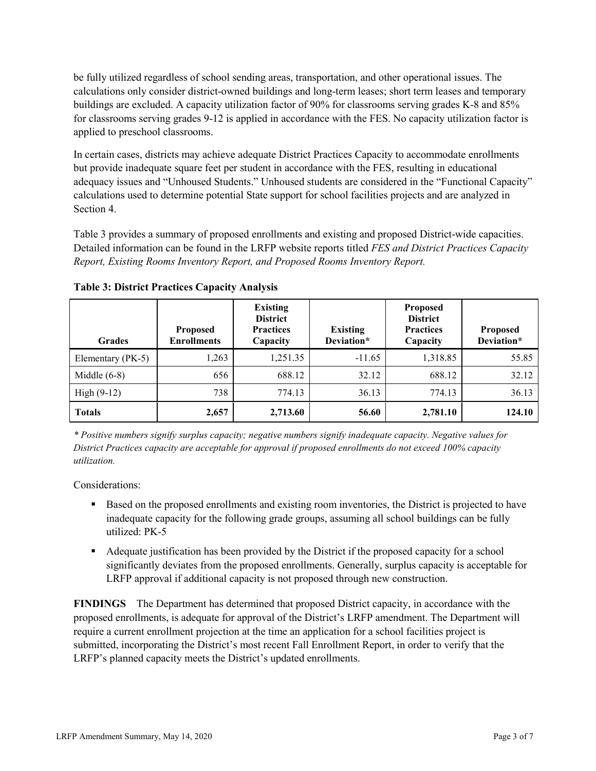be fully utilized regardless of school sending areas, transportation, and other operational issues. The calculations only consider district-owned buildings and long-term leases; short term leases and temporary buildings are excluded. A capacity utilization factor of 90% for classrooms serving grades K-8 and 85% for classrooms serving grades 9-12 is applied in accordance with the FES. No capacity utilization factor is applied to preschool classrooms.

In certain cases, districts may achieve adequate District Practices Capacity to accommodate enrollments but provide inadequate square feet per student in accordance with the FES, resulting in educational adequacy issues and "Unhoused Students." Unhoused students are considered in the "Functional Capacity" calculations used to determine potential State support for school facilities projects and are analyzed in Section 4.

Table 3 provides a summary of proposed enrollments and existing and proposed District-wide capacities. Detailed information can be found in the LRFP website reports titled *FES and District Practices Capacity Report, Existing Rooms Inventory Report, and Proposed Rooms Inventory Report.*

**Table 3: District Practices Capacity Analysis**

| Grades | Proposed Enrollments | Existing District Practices Capacity | Existing Deviation* | Proposed District Practices Capacity | Proposed Deviation* |
|---|---|---|---|---|---|
| Elementary (PK-5) | 1,263 | 1,251.35 | -11.65 | 1,318.85 | 55.85 |
| Middle (6-8) | 656 | 688.12 | 32.12 | 688.12 | 32.12 |
| High (9-12) | 738 | 774.13 | 36.13 | 774.13 | 36.13 |
| **Totals** | **2,657** | **2,713.60** | **56.60** | **2,781.10** | **124.10** |

*\* Positive numbers signify surplus capacity; negative numbers signify inadequate capacity. Negative values for District Practices capacity are acceptable for approval if proposed enrollments do not exceed 100% capacity utilization.*

Considerations:

- Based on the proposed enrollments and existing room inventories, the District is projected to have inadequate capacity for the following grade groups, assuming all school buildings can be fully utilized: PK-5
- Adequate justification has been provided by the District if the proposed capacity for a school significantly deviates from the proposed enrollments. Generally, surplus capacity is acceptable for LRFP approval if additional capacity is not proposed through new construction.

**FINDINGS** The Department has determined that proposed District capacity, in accordance with the proposed enrollments, is adequate for approval of the District's LRFP amendment. The Department will require a current enrollment projection at the time an application for a school facilities project is submitted, incorporating the District's most recent Fall Enrollment Report, in order to verify that the LRFP's planned capacity meets the District's updated enrollments.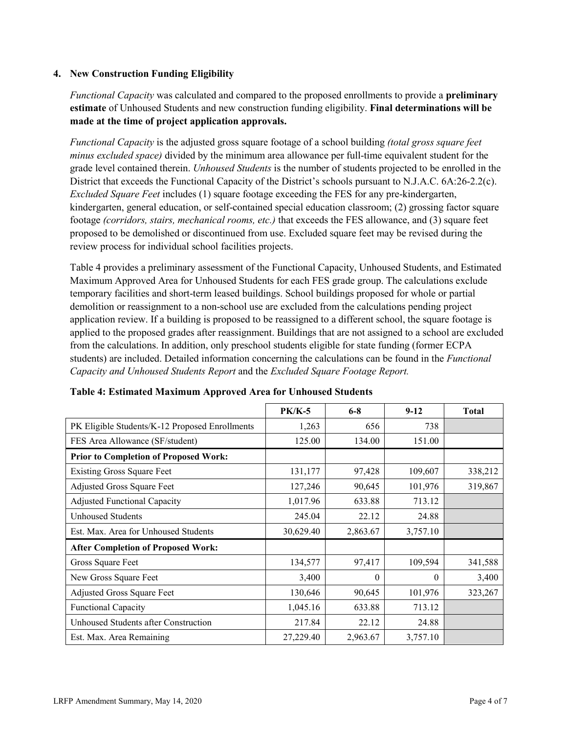### 4. New Construction Funding Eligibility

*Functional Capacity* was calculated and compared to the proposed enrollments to provide a **preliminary estimate** of Unhoused Students and new construction funding eligibility. **Final determinations will be made at the time of project application approvals.**

*Functional Capacity* is the adjusted gross square footage of a school building *(total gross square feet minus excluded space)* divided by the minimum area allowance per full-time equivalent student for the grade level contained therein. *Unhoused Students* is the number of students projected to be enrolled in the District that exceeds the Functional Capacity of the District's schools pursuant to N.J.A.C. 6A:26-2.2(c). *Excluded Square Feet* includes (1) square footage exceeding the FES for any pre-kindergarten, kindergarten, general education, or self-contained special education classroom; (2) grossing factor square footage *(corridors, stairs, mechanical rooms, etc.)* that exceeds the FES allowance, and (3) square feet proposed to be demolished or discontinued from use. Excluded square feet may be revised during the review process for individual school facilities projects.

Table 4 provides a preliminary assessment of the Functional Capacity, Unhoused Students, and Estimated Maximum Approved Area for Unhoused Students for each FES grade group. The calculations exclude temporary facilities and short-term leased buildings. School buildings proposed for whole or partial demolition or reassignment to a non-school use are excluded from the calculations pending project application review. If a building is proposed to be reassigned to a different school, the square footage is applied to the proposed grades after reassignment. Buildings that are not assigned to a school are excluded from the calculations. In addition, only preschool students eligible for state funding (former ECPA students) are included. Detailed information concerning the calculations can be found in the *Functional Capacity and Unhoused Students Report* and the *Excluded Square Footage Report.*

**Table 4: Estimated Maximum Approved Area for Unhoused Students**

| | PK/K-5 | 6-8 | 9-12 | Total |
|---|---|---|---|---|
| PK Eligible Students/K-12 Proposed Enrollments | 1,263 | 656 | 738 | |
| FES Area Allowance (SF/student) | 125.00 | 134.00 | 151.00 | |
| **Prior to Completion of Proposed Work:** | | | | |
| Existing Gross Square Feet | 131,177 | 97,428 | 109,607 | 338,212 |
| Adjusted Gross Square Feet | 127,246 | 90,645 | 101,976 | 319,867 |
| Adjusted Functional Capacity | 1,017.96 | 633.88 | 713.12 | |
| Unhoused Students | 245.04 | 22.12 | 24.88 | |
| Est. Max. Area for Unhoused Students | 30,629.40 | 2,863.67 | 3,757.10 | |
| **After Completion of Proposed Work:** | | | | |
| Gross Square Feet | 134,577 | 97,417 | 109,594 | 341,588 |
| New Gross Square Feet | 3,400 | 0 | 0 | 3,400 |
| Adjusted Gross Square Feet | 130,646 | 90,645 | 101,976 | 323,267 |
| Functional Capacity | 1,045.16 | 633.88 | 713.12 | |
| Unhoused Students after Construction | 217.84 | 22.12 | 24.88 | |
| Est. Max. Area Remaining | 27,229.40 | 2,963.67 | 3,757.10 | |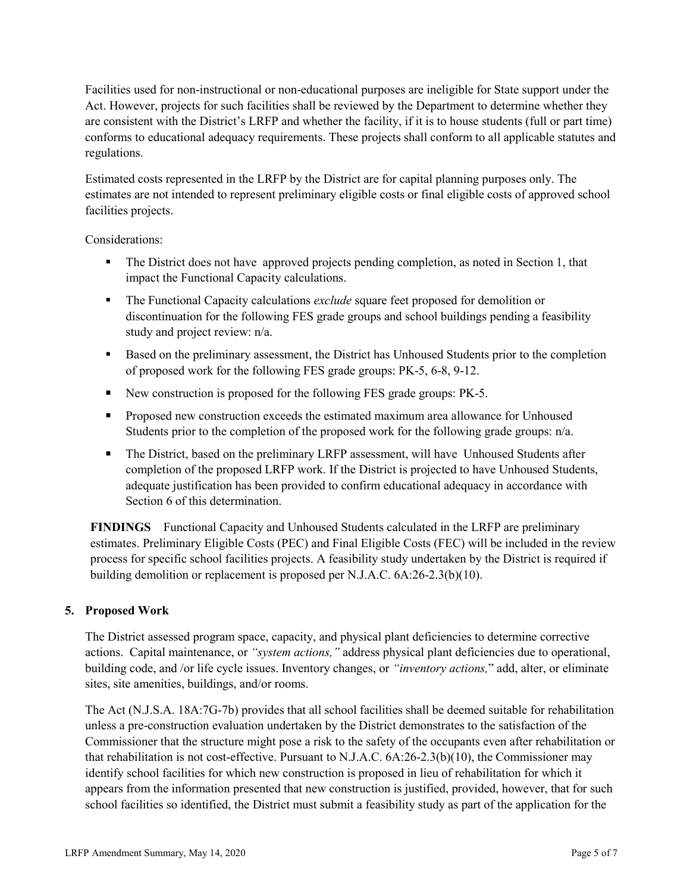Facilities used for non-instructional or non-educational purposes are ineligible for State support under the Act. However, projects for such facilities shall be reviewed by the Department to determine whether they are consistent with the District's LRFP and whether the facility, if it is to house students (full or part time) conforms to educational adequacy requirements. These projects shall conform to all applicable statutes and regulations.

Estimated costs represented in the LRFP by the District are for capital planning purposes only. The estimates are not intended to represent preliminary eligible costs or final eligible costs of approved school facilities projects.

Considerations:

- The District does not have approved projects pending completion, as noted in Section 1, that impact the Functional Capacity calculations.
- The Functional Capacity calculations *exclude* square feet proposed for demolition or discontinuation for the following FES grade groups and school buildings pending a feasibility study and project review: n/a.
- Based on the preliminary assessment, the District has Unhoused Students prior to the completion of proposed work for the following FES grade groups: PK-5, 6-8, 9-12.
- New construction is proposed for the following FES grade groups: PK-5.
- Proposed new construction exceeds the estimated maximum area allowance for Unhoused Students prior to the completion of the proposed work for the following grade groups: n/a.
- The District, based on the preliminary LRFP assessment, will have Unhoused Students after completion of the proposed LRFP work. If the District is projected to have Unhoused Students, adequate justification has been provided to confirm educational adequacy in accordance with Section 6 of this determination.

**FINDINGS** Functional Capacity and Unhoused Students calculated in the LRFP are preliminary estimates. Preliminary Eligible Costs (PEC) and Final Eligible Costs (FEC) will be included in the review process for specific school facilities projects. A feasibility study undertaken by the District is required if building demolition or replacement is proposed per N.J.A.C. 6A:26-2.3(b)(10).

## 5. Proposed Work

The District assessed program space, capacity, and physical plant deficiencies to determine corrective actions. Capital maintenance, or *"system actions,"* address physical plant deficiencies due to operational, building code, and /or life cycle issues. Inventory changes, or *"inventory actions,"* add, alter, or eliminate sites, site amenities, buildings, and/or rooms.

The Act (N.J.S.A. 18A:7G-7b) provides that all school facilities shall be deemed suitable for rehabilitation unless a pre-construction evaluation undertaken by the District demonstrates to the satisfaction of the Commissioner that the structure might pose a risk to the safety of the occupants even after rehabilitation or that rehabilitation is not cost-effective. Pursuant to N.J.A.C. 6A:26-2.3(b)(10), the Commissioner may identify school facilities for which new construction is proposed in lieu of rehabilitation for which it appears from the information presented that new construction is justified, provided, however, that for such school facilities so identified, the District must submit a feasibility study as part of the application for the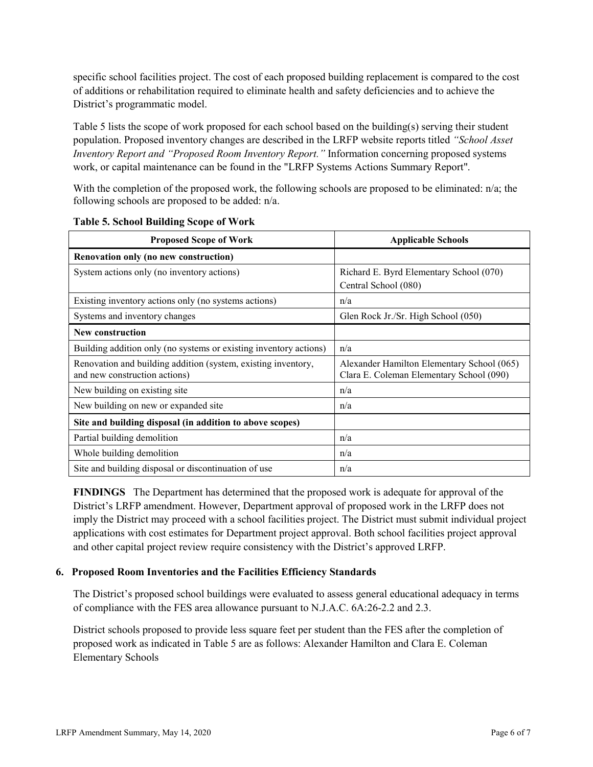specific school facilities project. The cost of each proposed building replacement is compared to the cost of additions or rehabilitation required to eliminate health and safety deficiencies and to achieve the District's programmatic model.

Table 5 lists the scope of work proposed for each school based on the building(s) serving their student population. Proposed inventory changes are described in the LRFP website reports titled *"School Asset Inventory Report and "Proposed Room Inventory Report."* Information concerning proposed systems work, or capital maintenance can be found in the "LRFP Systems Actions Summary Report".

With the completion of the proposed work, the following schools are proposed to be eliminated: n/a; the following schools are proposed to be added: n/a.

**Table 5. School Building Scope of Work**

| Proposed Scope of Work | Applicable Schools |
|---|---|
| **Renovation only (no new construction)** | |
| System actions only (no inventory actions) | Richard E. Byrd Elementary School (070)<br>Central School (080) |
| Existing inventory actions only (no systems actions) | n/a |
| Systems and inventory changes | Glen Rock Jr./Sr. High School (050) |
| **New construction** | |
| Building addition only (no systems or existing inventory actions) | n/a |
| Renovation and building addition (system, existing inventory, and new construction actions) | Alexander Hamilton Elementary School (065)<br>Clara E. Coleman Elementary School (090) |
| New building on existing site | n/a |
| New building on new or expanded site | n/a |
| **Site and building disposal (in addition to above scopes)** | |
| Partial building demolition | n/a |
| Whole building demolition | n/a |
| Site and building disposal or discontinuation of use | n/a |

**FINDINGS** The Department has determined that the proposed work is adequate for approval of the District's LRFP amendment. However, Department approval of proposed work in the LRFP does not imply the District may proceed with a school facilities project. The District must submit individual project applications with cost estimates for Department project approval. Both school facilities project approval and other capital project review require consistency with the District's approved LRFP.

### 6. Proposed Room Inventories and the Facilities Efficiency Standards

The District's proposed school buildings were evaluated to assess general educational adequacy in terms of compliance with the FES area allowance pursuant to N.J.A.C. 6A:26-2.2 and 2.3.

District schools proposed to provide less square feet per student than the FES after the completion of proposed work as indicated in Table 5 are as follows: Alexander Hamilton and Clara E. Coleman Elementary Schools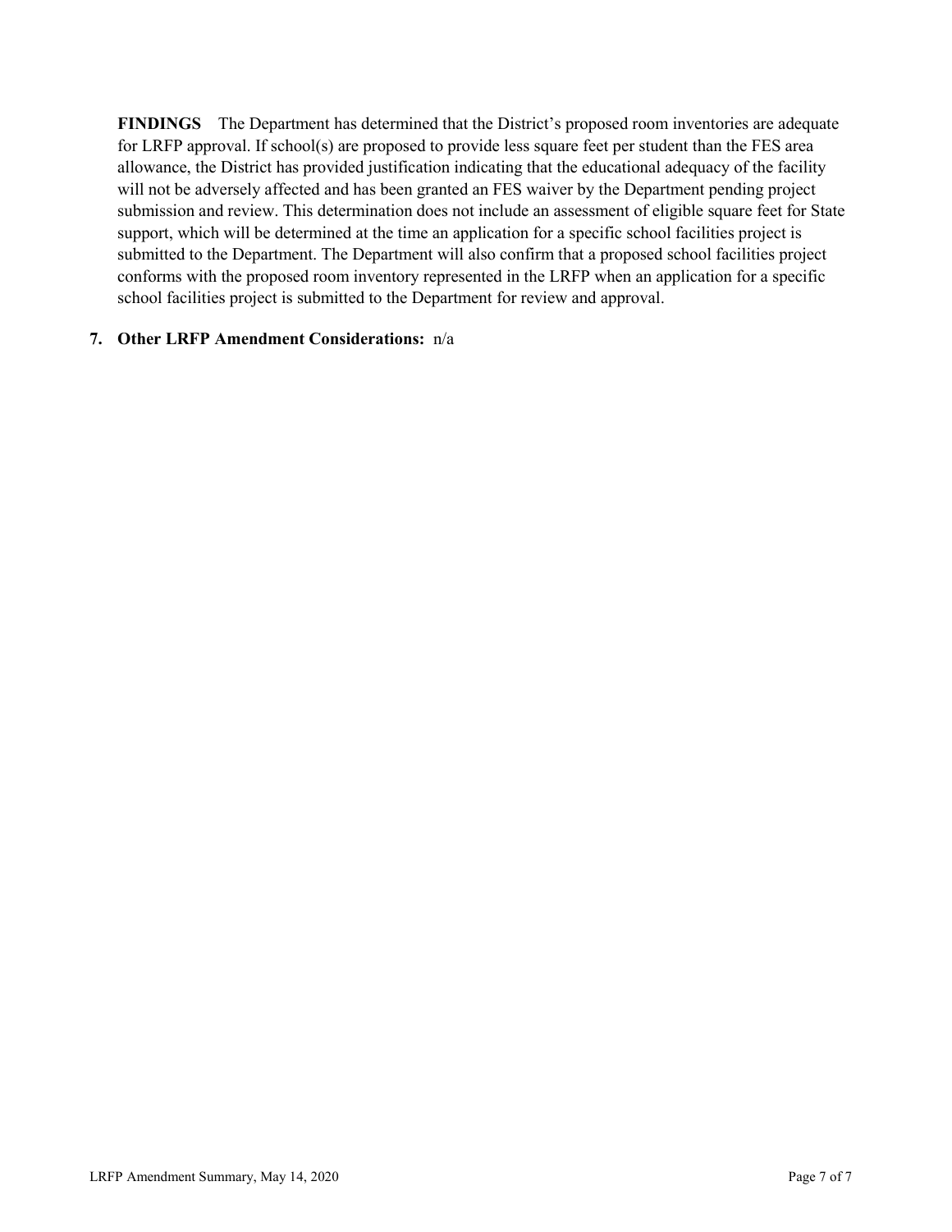**FINDINGS** The Department has determined that the District's proposed room inventories are adequate for LRFP approval. If school(s) are proposed to provide less square feet per student than the FES area allowance, the District has provided justification indicating that the educational adequacy of the facility will not be adversely affected and has been granted an FES waiver by the Department pending project submission and review. This determination does not include an assessment of eligible square feet for State support, which will be determined at the time an application for a specific school facilities project is submitted to the Department. The Department will also confirm that a proposed school facilities project conforms with the proposed room inventory represented in the LRFP when an application for a specific school facilities project is submitted to the Department for review and approval.

**7. Other LRFP Amendment Considerations:** n/a